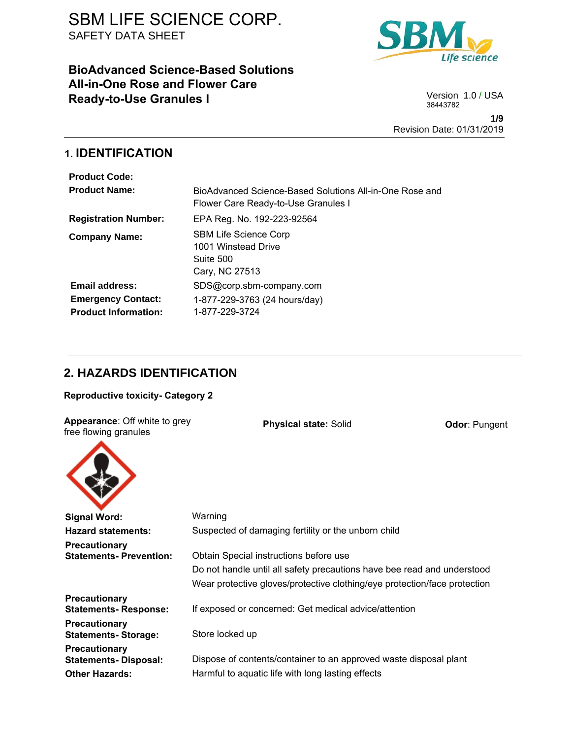# SBM LIFE SCIENCE CORP.

SAFETY DATA SHEET

**BioAdvanced Science-Based Solutions All-in-One Rose and Flower Care Ready-to-Use Granules I**

Version 1.0 / USA
38443782

Revision Date: 01/31/2019

## 1. IDENTIFICATION

| | |
|---|---|
| **Product Code:** | |
| **Product Name:** | BioAdvanced Science-Based Solutions All-in-One Rose and Flower Care Ready-to-Use Granules I |
| **Registration Number:** | EPA Reg. No. 192-223-92564 |
| **Company Name:** | SBM Life Science Corp<br>1001 Winstead Drive<br>Suite 500<br>Cary, NC 27513 |
| **Email address:** | SDS@corp.sbm-company.com |
| **Emergency Contact:** | 1-877-229-3763 (24 hours/day) |
| **Product Information:** | 1-877-229-3724 |

## 2. HAZARDS IDENTIFICATION

**Reproductive toxicity- Category 2**

**Appearance**: Off white to grey free flowing granules

**Physical state:** Solid

**Odor**: Pungent

| | |
|---|---|
| **Signal Word:** | Warning |
| **Hazard statements:** | Suspected of damaging fertility or the unborn child |
| **Precautionary Statements- Prevention:** | Obtain Special instructions before use<br>Do not handle until all safety precautions have bee read and understood<br>Wear protective gloves/protective clothing/eye protection/face protection |
| **Precautionary Statements- Response:** | If exposed or concerned: Get medical advice/attention |
| **Precautionary Statements- Storage:** | Store locked up |
| **Precautionary Statements- Disposal:** | Dispose of contents/container to an approved waste disposal plant |
| **Other Hazards:** | Harmful to aquatic life with long lasting effects |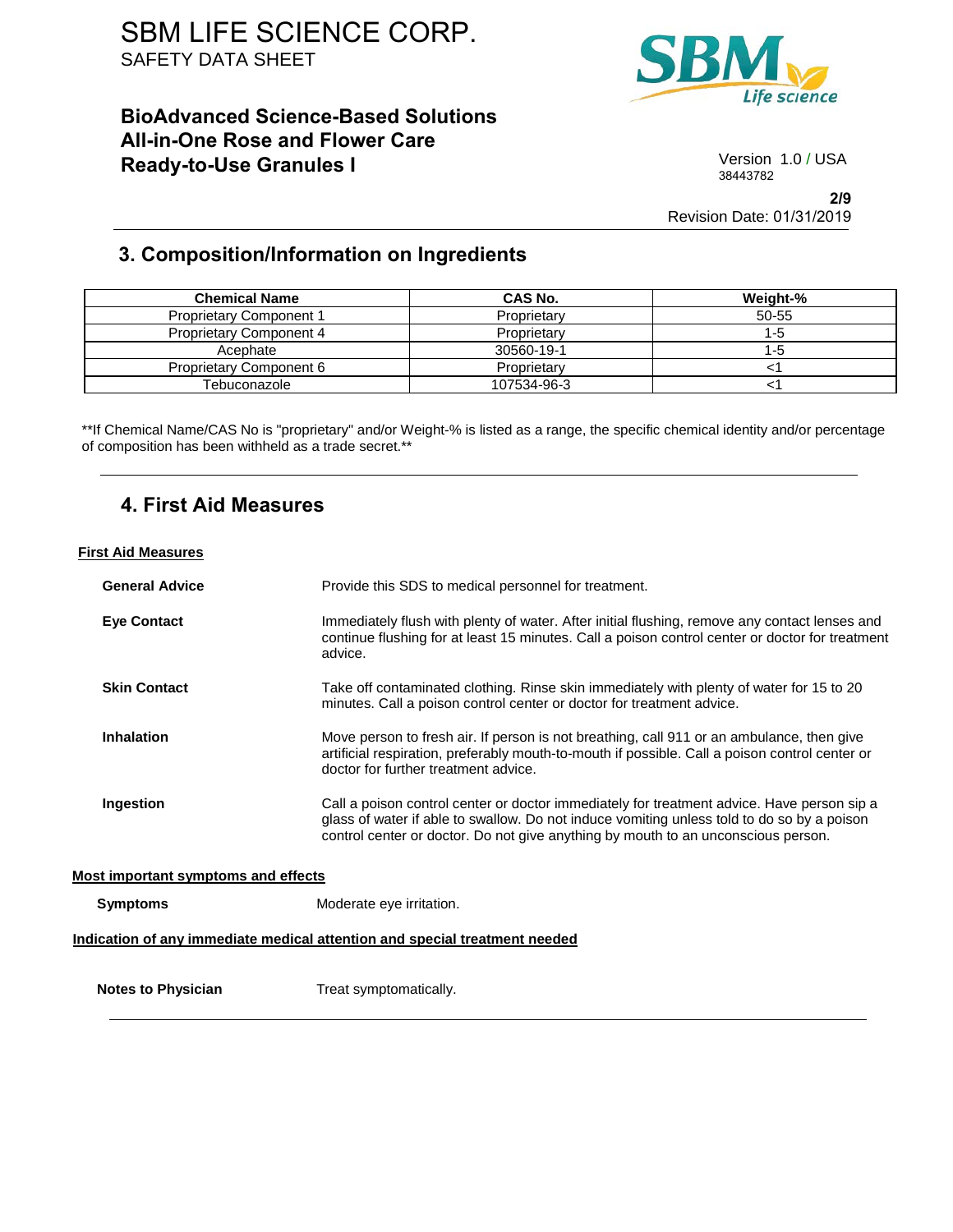## 3. Composition/Information on Ingredients

| Chemical Name | CAS No. | Weight-% |
| --- | --- | --- |
| Proprietary Component 1 | Proprietary | 50-55 |
| Proprietary Component 4 | Proprietary | 1-5 |
| Acephate | 30560-19-1 | 1-5 |
| Proprietary Component 6 | Proprietary | <1 |
| Tebuconazole | 107534-96-3 | <1 |

**If Chemical Name/CAS No is "proprietary" and/or Weight-% is listed as a range, the specific chemical identity and/or percentage of composition has been withheld as a trade secret.**

## 4. First Aid Measures

**First Aid Measures**

**General Advice**
Provide this SDS to medical personnel for treatment.

**Eye Contact**
Immediately flush with plenty of water. After initial flushing, remove any contact lenses and continue flushing for at least 15 minutes. Call a poison control center or doctor for treatment advice.

**Skin Contact**
Take off contaminated clothing. Rinse skin immediately with plenty of water for 15 to 20 minutes. Call a poison control center or doctor for treatment advice.

**Inhalation**
Move person to fresh air. If person is not breathing, call 911 or an ambulance, then give artificial respiration, preferably mouth-to-mouth if possible. Call a poison control center or doctor for further treatment advice.

**Ingestion**
Call a poison control center or doctor immediately for treatment advice. Have person sip a glass of water if able to swallow. Do not induce vomiting unless told to do so by a poison control center or doctor. Do not give anything by mouth to an unconscious person.

**Most important symptoms and effects**

**Symptoms**
Moderate eye irritation.

**Indication of any immediate medical attention and special treatment needed**

**Notes to Physician**
Treat symptomatically.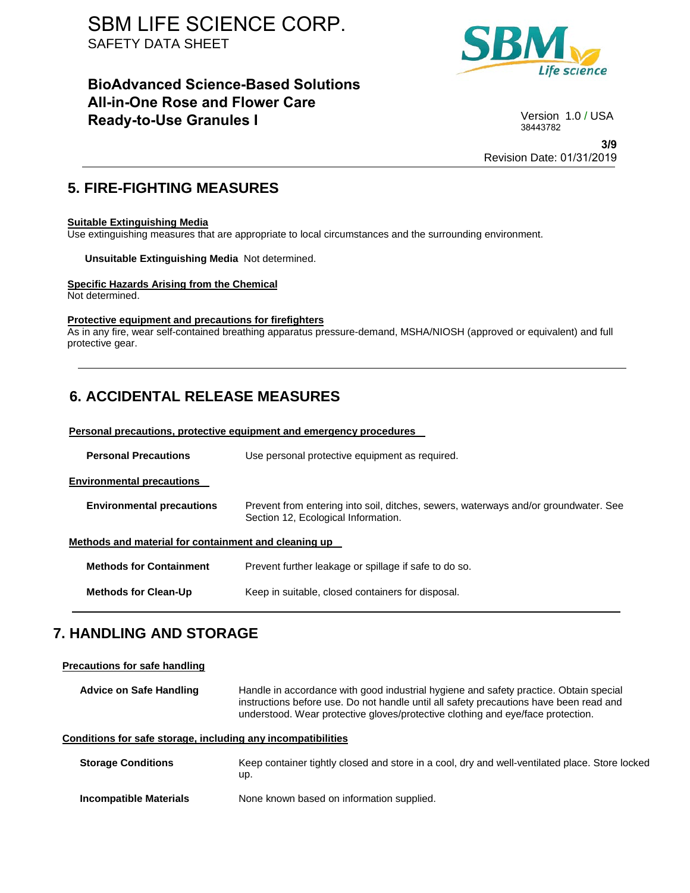## 5. FIRE-FIGHTING MEASURES

**Suitable Extinguishing Media**
Use extinguishing measures that are appropriate to local circumstances and the surrounding environment.

**Unsuitable Extinguishing Media** Not determined.

**Specific Hazards Arising from the Chemical**
Not determined.

**Protective equipment and precautions for firefighters**
As in any fire, wear self-contained breathing apparatus pressure-demand, MSHA/NIOSH (approved or equivalent) and full protective gear.

## 6. ACCIDENTAL RELEASE MEASURES

**Personal precautions, protective equipment and emergency procedures**

**Personal Precautions** — Use personal protective equipment as required.

**Environmental precautions**

**Environmental precautions** — Prevent from entering into soil, ditches, sewers, waterways and/or groundwater. See Section 12, Ecological Information.

**Methods and material for containment and cleaning up**

**Methods for Containment** — Prevent further leakage or spillage if safe to do so.

**Methods for Clean-Up** — Keep in suitable, closed containers for disposal.

## 7. HANDLING AND STORAGE

**Precautions for safe handling**

**Advice on Safe Handling** — Handle in accordance with good industrial hygiene and safety practice. Obtain special instructions before use. Do not handle until all safety precautions have been read and understood. Wear protective gloves/protective clothing and eye/face protection.

**Conditions for safe storage, including any incompatibilities**

**Storage Conditions** — Keep container tightly closed and store in a cool, dry and well-ventilated place. Store locked up.

**Incompatible Materials** — None known based on information supplied.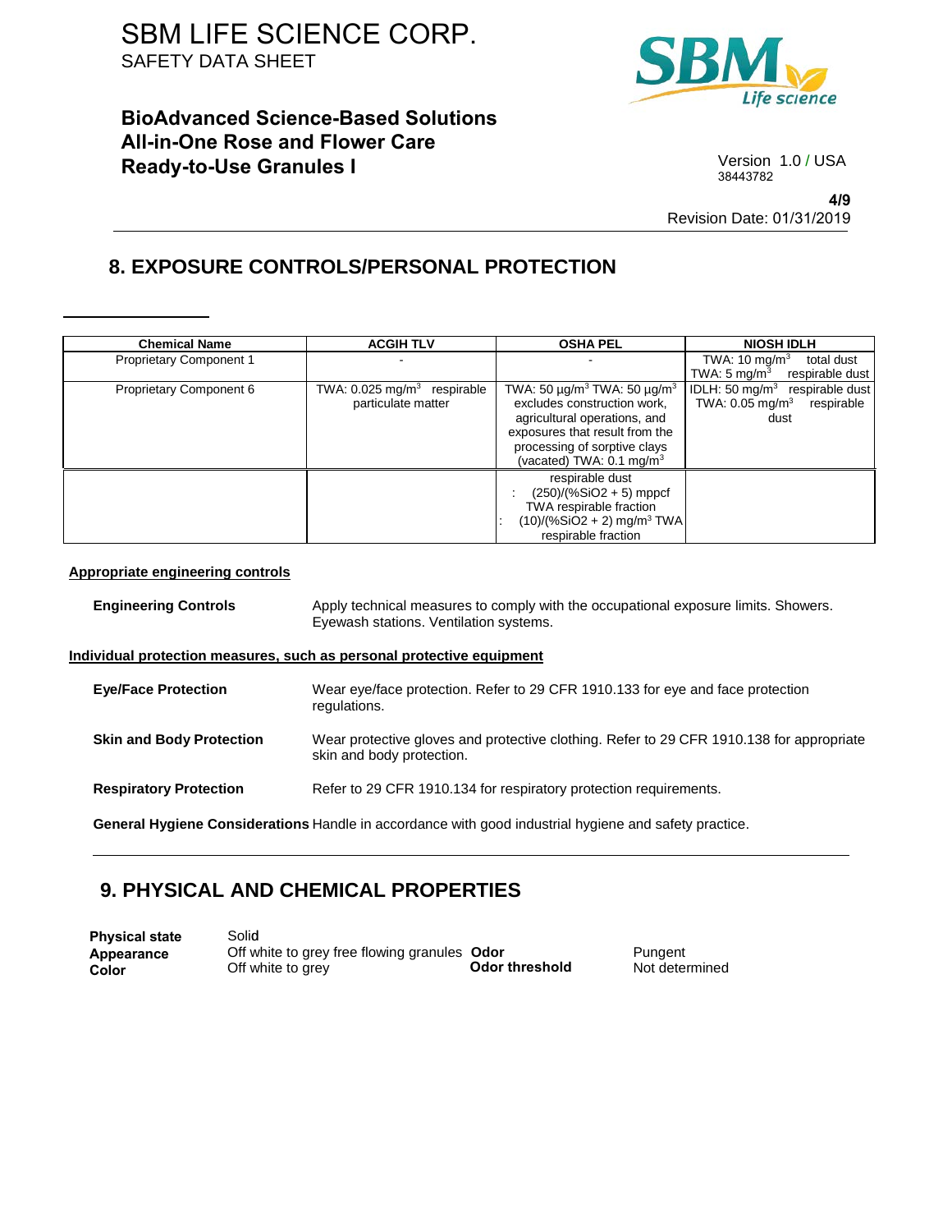## 8. EXPOSURE CONTROLS/PERSONAL PROTECTION

| Chemical Name | ACGIH TLV | OSHA PEL | NIOSH IDLH |
|---|---|---|---|
| Proprietary Component 1 | - | - | TWA: 10 mg/m$^3$ total dust TWA: 5 mg/m$^3$ respirable dust |
| Proprietary Component 6 | TWA: 0.025 mg/m$^3$ respirable particulate matter | TWA: 50 µg/m$^3$ TWA: 50 µg/m$^3$ excludes construction work, agricultural operations, and exposures that result from the processing of sorptive clays (vacated) TWA: 0.1 mg/m$^3$ | IDLH: 50 mg/m$^3$ respirable dust TWA: 0.05 mg/m$^3$ respirable dust |
| | | respirable dust : (250)/(%SiO2 + 5) mppcf TWA respirable fraction : (10)/(%SiO2 + 2) mg/m$^3$ TWA respirable fraction | |

**Appropriate engineering controls**

**Engineering Controls** Apply technical measures to comply with the occupational exposure limits. Showers. Eyewash stations. Ventilation systems.

**Individual protection measures, such as personal protective equipment**

**Eye/Face Protection** Wear eye/face protection. Refer to 29 CFR 1910.133 for eye and face protection regulations.

**Skin and Body Protection** Wear protective gloves and protective clothing. Refer to 29 CFR 1910.138 for appropriate skin and body protection.

**Respiratory Protection** Refer to 29 CFR 1910.134 for respiratory protection requirements.

**General Hygiene Considerations** Handle in accordance with good industrial hygiene and safety practice.

## 9. PHYSICAL AND CHEMICAL PROPERTIES

**Physical state** Solid
**Appearance** Off white to grey free flowing granules
**Color** Off white to grey
**Odor** Pungent
**Odor threshold** Not determined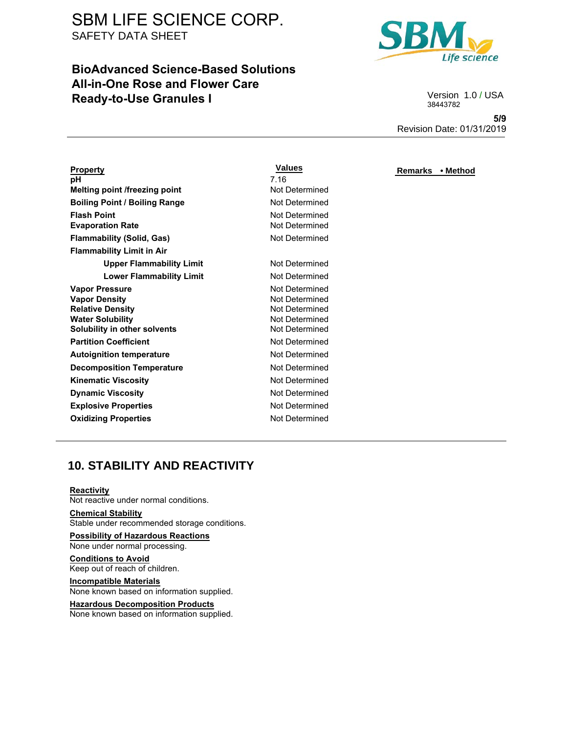| Property | Values | Remarks • Method |
|---|---|---|
| pH | 7.16 | |
| Melting point /freezing point | Not Determined | |
| Boiling Point / Boiling Range | Not Determined | |
| Flash Point | Not Determined | |
| Evaporation Rate | Not Determined | |
| Flammability (Solid, Gas) | Not Determined | |
| Flammability Limit in Air | | |
| Upper Flammability Limit | Not Determined | |
| Lower Flammability Limit | Not Determined | |
| Vapor Pressure | Not Determined | |
| Vapor Density | Not Determined | |
| Relative Density | Not Determined | |
| Water Solubility | Not Determined | |
| Solubility in other solvents | Not Determined | |
| Partition Coefficient | Not Determined | |
| Autoignition temperature | Not Determined | |
| Decomposition Temperature | Not Determined | |
| Kinematic Viscosity | Not Determined | |
| Dynamic Viscosity | Not Determined | |
| Explosive Properties | Not Determined | |
| Oxidizing Properties | Not Determined | |

## 10. STABILITY AND REACTIVITY

**Reactivity**
Not reactive under normal conditions.

**Chemical Stability**
Stable under recommended storage conditions.

**Possibility of Hazardous Reactions**
None under normal processing.

**Conditions to Avoid**
Keep out of reach of children.

**Incompatible Materials**
None known based on information supplied.

**Hazardous Decomposition Products**
None known based on information supplied.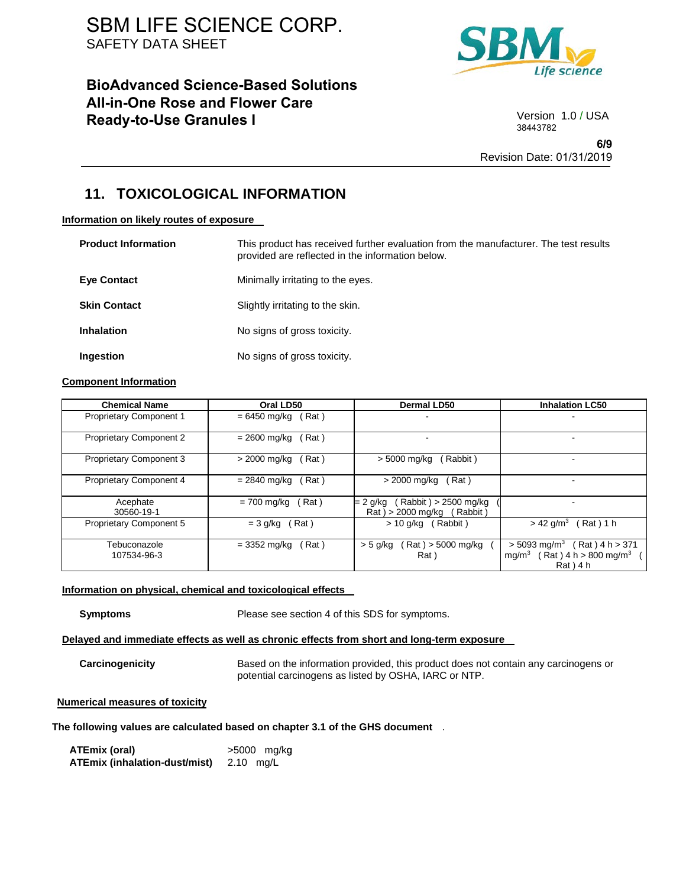## 11. TOXICOLOGICAL INFORMATION

**Information on likely routes of exposure**

**Product Information** This product has received further evaluation from the manufacturer. The test results provided are reflected in the information below.

**Eye Contact** Minimally irritating to the eyes.

**Skin Contact** Slightly irritating to the skin.

**Inhalation** No signs of gross toxicity.

**Ingestion** No signs of gross toxicity.

**Component Information**

| Chemical Name | Oral LD50 | Dermal LD50 | Inhalation LC50 |
|---|---|---|---|
| Proprietary Component 1 | = 6450 mg/kg ( Rat ) | - | - |
| Proprietary Component 2 | = 2600 mg/kg ( Rat ) | - | - |
| Proprietary Component 3 | > 2000 mg/kg ( Rat ) | > 5000 mg/kg ( Rabbit ) | - |
| Proprietary Component 4 | = 2840 mg/kg ( Rat ) | > 2000 mg/kg ( Rat ) | - |
| Acephate 30560-19-1 | = 700 mg/kg ( Rat ) | = 2 g/kg ( Rabbit ) > 2500 mg/kg ( Rat ) > 2000 mg/kg ( Rabbit ) | - |
| Proprietary Component 5 | = 3 g/kg ( Rat ) | > 10 g/kg ( Rabbit ) | > 42 g/m$^3$ ( Rat ) 1 h |
| Tebuconazole 107534-96-3 | = 3352 mg/kg ( Rat ) | > 5 g/kg ( Rat ) > 5000 mg/kg ( Rat ) | > 5093 mg/m$^3$ ( Rat ) 4 h > 371 mg/m$^3$ ( Rat ) 4 h > 800 mg/m$^3$ ( Rat ) 4 h |

**Information on physical, chemical and toxicological effects**

**Symptoms** Please see section 4 of this SDS for symptoms.

**Delayed and immediate effects as well as chronic effects from short and long-term exposure**

**Carcinogenicity** Based on the information provided, this product does not contain any carcinogens or potential carcinogens as listed by OSHA, IARC or NTP.

**Numerical measures of toxicity**

**The following values are calculated based on chapter 3.1 of the GHS document** .

**ATEmix (oral)** >5000 mg/kg
**ATEmix (inhalation-dust/mist)** 2.10 mg/L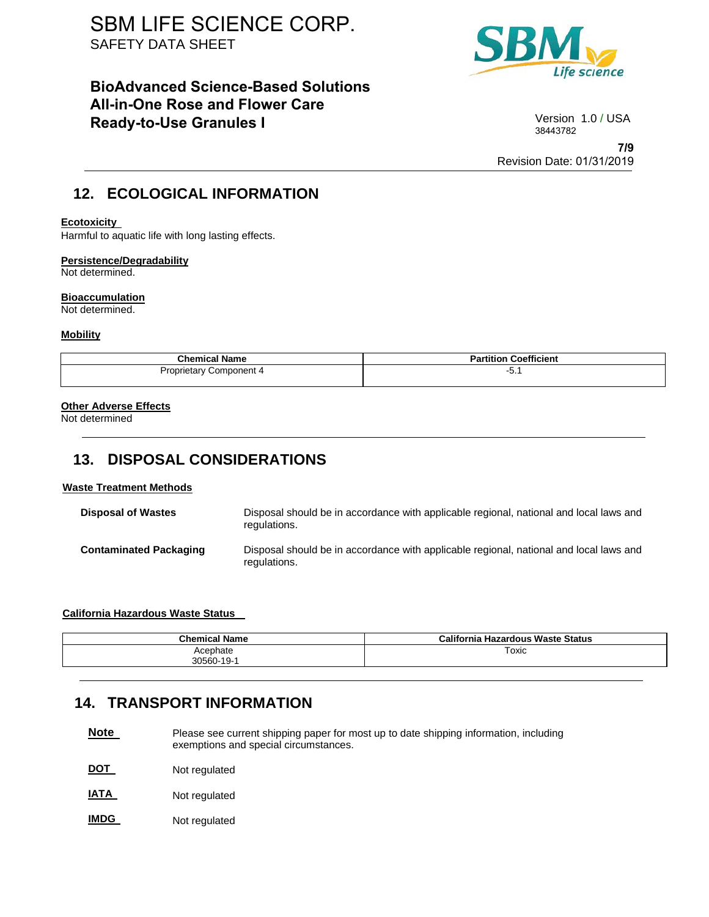## 12. ECOLOGICAL INFORMATION

**Ecotoxicity**
Harmful to aquatic life with long lasting effects.

**Persistence/Degradability**
Not determined.

**Bioaccumulation**
Not determined.

**Mobility**

| Chemical Name | Partition Coefficient |
|---|---|
| Proprietary Component 4 | -5.1 |

**Other Adverse Effects**
Not determined

## 13. DISPOSAL CONSIDERATIONS

**Waste Treatment Methods**

**Disposal of Wastes**: Disposal should be in accordance with applicable regional, national and local laws and regulations.

**Contaminated Packaging**: Disposal should be in accordance with applicable regional, national and local laws and regulations.

**California Hazardous Waste Status**

| Chemical Name | California Hazardous Waste Status |
|---|---|
| Acephate<br>30560-19-1 | Toxic |

## 14. TRANSPORT INFORMATION

**Note**: Please see current shipping paper for most up to date shipping information, including exemptions and special circumstances.

**DOT**: Not regulated

**IATA**: Not regulated

**IMDG**: Not regulated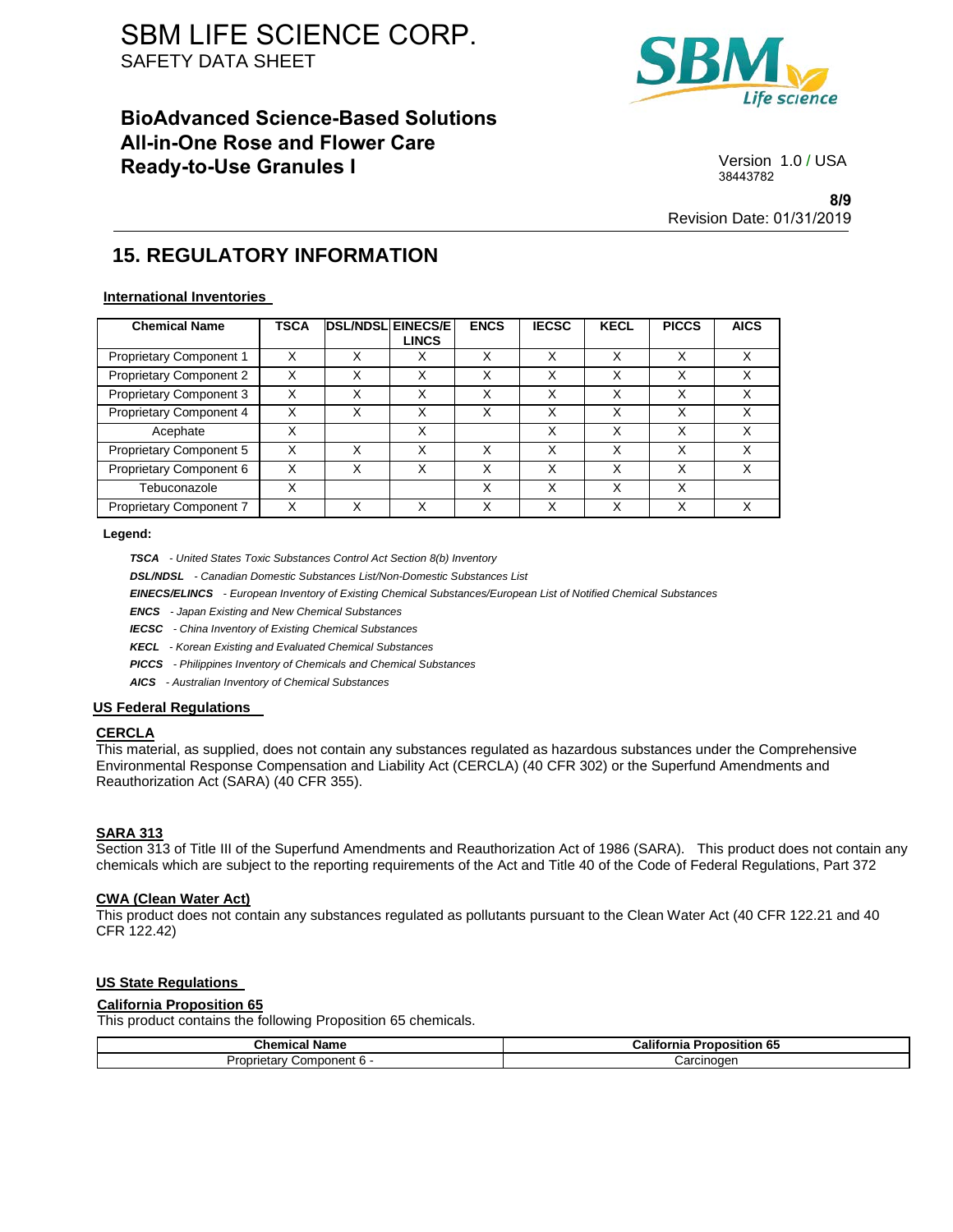## 15. REGULATORY INFORMATION

**International Inventories**

| Chemical Name | TSCA | DSL/NDSL | EINECS/ELINCS | ENCS | IECSC | KECL | PICCS | AICS |
|---|---|---|---|---|---|---|---|---|
| Proprietary Component 1 | X | X | X | X | X | X | X | X |
| Proprietary Component 2 | X | X | X | X | X | X | X | X |
| Proprietary Component 3 | X | X | X | X | X | X | X | X |
| Proprietary Component 4 | X | X | X | X | X | X | X | X |
| Acephate | X | | X | | X | X | X | X |
| Proprietary Component 5 | X | X | X | X | X | X | X | X |
| Proprietary Component 6 | X | X | X | X | X | X | X | X |
| Tebuconazole | X | | | X | X | X | X | |
| Proprietary Component 7 | X | X | X | X | X | X | X | X |

**Legend:**

***TSCA*** *- United States Toxic Substances Control Act Section 8(b) Inventory*
***DSL/NDSL*** *- Canadian Domestic Substances List/Non-Domestic Substances List*
***EINECS/ELINCS*** *- European Inventory of Existing Chemical Substances/European List of Notified Chemical Substances*
***ENCS*** *- Japan Existing and New Chemical Substances*
***IECSC*** *- China Inventory of Existing Chemical Substances*
***KECL*** *- Korean Existing and Evaluated Chemical Substances*
***PICCS*** *- Philippines Inventory of Chemicals and Chemical Substances*
***AICS*** *- Australian Inventory of Chemical Substances*

**US Federal Regulations**

**CERCLA**
This material, as supplied, does not contain any substances regulated as hazardous substances under the Comprehensive Environmental Response Compensation and Liability Act (CERCLA) (40 CFR 302) or the Superfund Amendments and Reauthorization Act (SARA) (40 CFR 355).

**SARA 313**
Section 313 of Title III of the Superfund Amendments and Reauthorization Act of 1986 (SARA). This product does not contain any chemicals which are subject to the reporting requirements of the Act and Title 40 of the Code of Federal Regulations, Part 372

**CWA (Clean Water Act)**
This product does not contain any substances regulated as pollutants pursuant to the Clean Water Act (40 CFR 122.21 and 40 CFR 122.42)

**US State Regulations**

**California Proposition 65**
This product contains the following Proposition 65 chemicals.

| Chemical Name | California Proposition 65 |
|---|---|
| Proprietary Component 6 - | Carcinogen |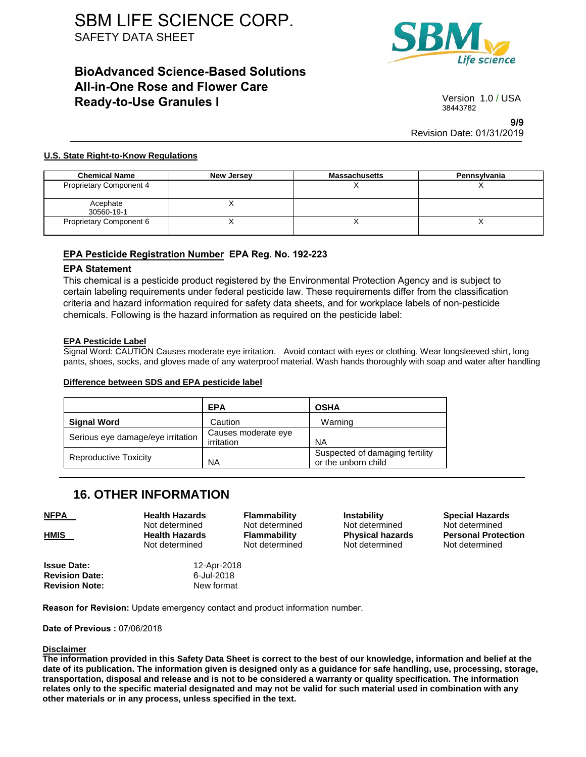#### U.S. State Right-to-Know Regulations

| Chemical Name | New Jersey | Massachusetts | Pennsylvania |
|---|---|---|---|
| Proprietary Component 4 | | X | X |
| Acephate 30560-19-1 | X | | |
| Proprietary Component 6 | X | X | X |

**EPA Pesticide Registration Number** **EPA Reg. No. 192-223**

**EPA Statement**

This chemical is a pesticide product registered by the Environmental Protection Agency and is subject to certain labeling requirements under federal pesticide law. These requirements differ from the classification criteria and hazard information required for safety data sheets, and for workplace labels of non-pesticide chemicals. Following is the hazard information as required on the pesticide label:

**EPA Pesticide Label**

Signal Word: CAUTION Causes moderate eye irritation. Avoid contact with eyes or clothing. Wear longsleeved shirt, long pants, shoes, socks, and gloves made of any waterproof material. Wash hands thoroughly with soap and water after handling

**Difference between SDS and EPA pesticide label**

| | EPA | OSHA |
|---|---|---|
| **Signal Word** | Caution | Warning |
| Serious eye damage/eye irritation | Causes moderate eye irritation | NA |
| Reproductive Toxicity | NA | Suspected of damaging fertility or the unborn child |

## 16. OTHER INFORMATION

| | | | | |
|---|---|---|---|---|
| **NFPA** | **Health Hazards** Not determined | **Flammability** Not determined | **Instability** Not determined | **Special Hazards** Not determined |
| **HMIS** | **Health Hazards** Not determined | **Flammability** Not determined | **Physical hazards** Not determined | **Personal Protection** Not determined |

**Issue Date:** 12-Apr-2018
**Revision Date:** 6-Jul-2018
**Revision Note:** New format

**Reason for Revision:** Update emergency contact and product information number.

**Date of Previous :** 07/06/2018

**Disclaimer**

**The information provided in this Safety Data Sheet is correct to the best of our knowledge, information and belief at the date of its publication. The information given is designed only as a guidance for safe handling, use, processing, storage, transportation, disposal and release and is not to be considered a warranty or quality specification. The information relates only to the specific material designated and may not be valid for such material used in combination with any other materials or in any process, unless specified in the text.**